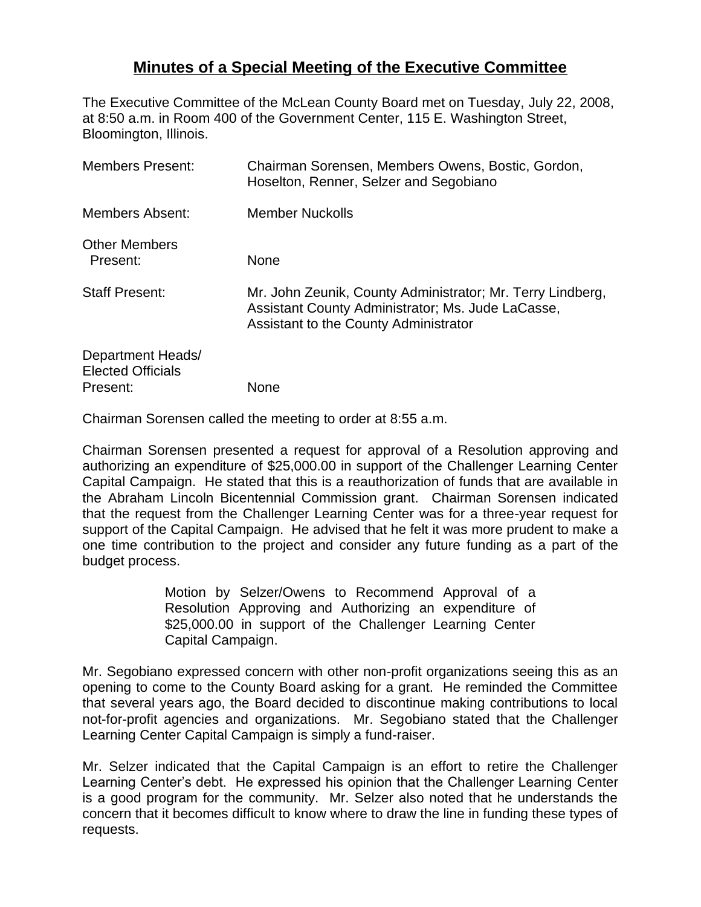# Minutes of a Special Meeting of the Executive Committee

The Executive Committee of the McLean County Board met on Tuesday, July 22, 2008, at 8:50 a.m. in Room 400 of the Government Center, 115 E. Washington Street, Bloomington, Illinois.

| | |
|---|---|
| Members Present: | Chairman Sorensen, Members Owens, Bostic, Gordon, Hoselton, Renner, Selzer and Segobiano |
| Members Absent: | Member Nuckolls |
| Other Members Present: | None |
| Staff Present: | Mr. John Zeunik, County Administrator; Mr. Terry Lindberg, Assistant County Administrator; Ms. Jude LaCasse, Assistant to the County Administrator |
| Department Heads/ Elected Officials Present: | None |

Chairman Sorensen called the meeting to order at 8:55 a.m.

Chairman Sorensen presented a request for approval of a Resolution approving and authorizing an expenditure of $25,000.00 in support of the Challenger Learning Center Capital Campaign. He stated that this is a reauthorization of funds that are available in the Abraham Lincoln Bicentennial Commission grant. Chairman Sorensen indicated that the request from the Challenger Learning Center was for a three-year request for support of the Capital Campaign. He advised that he felt it was more prudent to make a one time contribution to the project and consider any future funding as a part of the budget process.

> Motion by Selzer/Owens to Recommend Approval of a Resolution Approving and Authorizing an expenditure of $25,000.00 in support of the Challenger Learning Center Capital Campaign.

Mr. Segobiano expressed concern with other non-profit organizations seeing this as an opening to come to the County Board asking for a grant. He reminded the Committee that several years ago, the Board decided to discontinue making contributions to local not-for-profit agencies and organizations. Mr. Segobiano stated that the Challenger Learning Center Capital Campaign is simply a fund-raiser.

Mr. Selzer indicated that the Capital Campaign is an effort to retire the Challenger Learning Center's debt. He expressed his opinion that the Challenger Learning Center is a good program for the community. Mr. Selzer also noted that he understands the concern that it becomes difficult to know where to draw the line in funding these types of requests.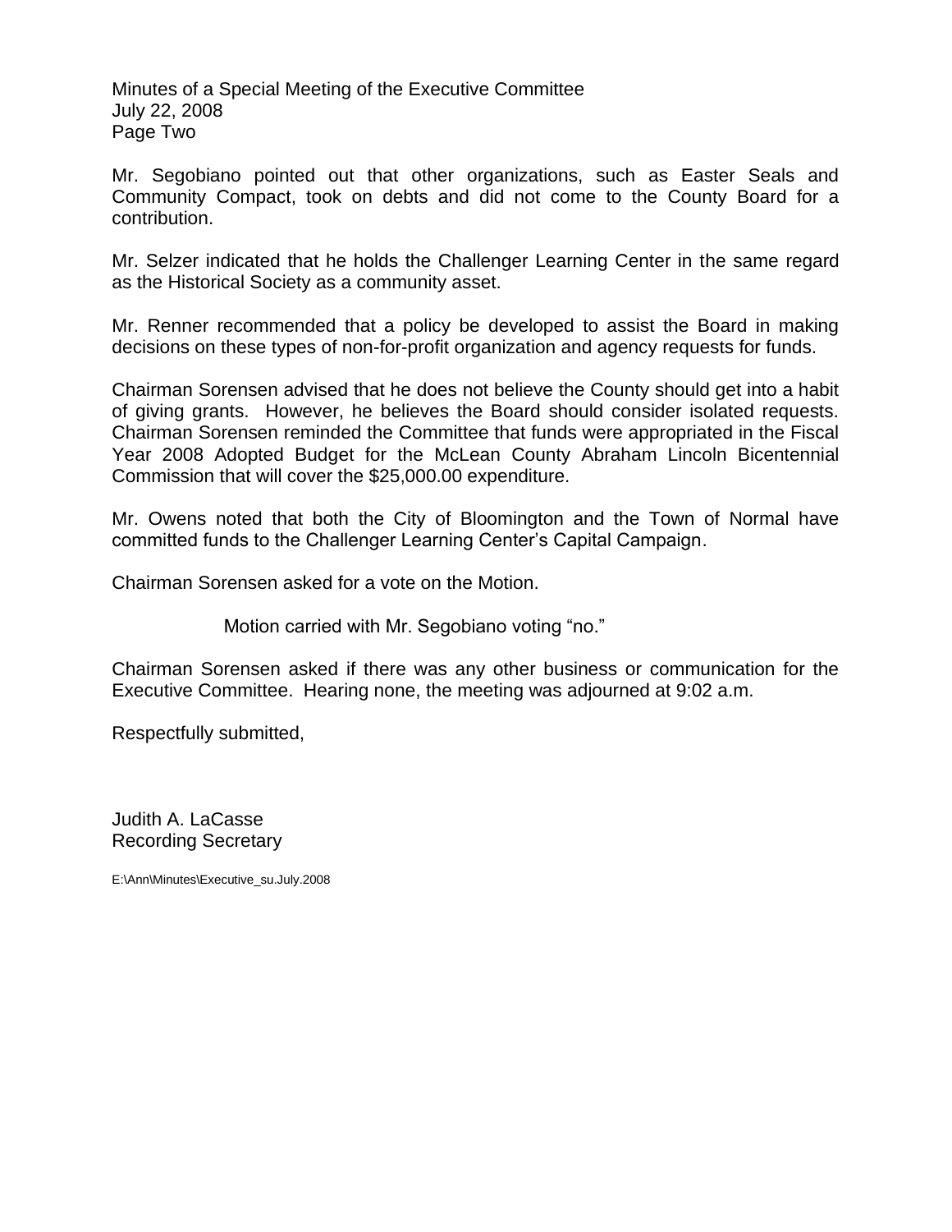Mr. Segobiano pointed out that other organizations, such as Easter Seals and Community Compact, took on debts and did not come to the County Board for a contribution.

Mr. Selzer indicated that he holds the Challenger Learning Center in the same regard as the Historical Society as a community asset.

Mr. Renner recommended that a policy be developed to assist the Board in making decisions on these types of non-for-profit organization and agency requests for funds.

Chairman Sorensen advised that he does not believe the County should get into a habit of giving grants. However, he believes the Board should consider isolated requests. Chairman Sorensen reminded the Committee that funds were appropriated in the Fiscal Year 2008 Adopted Budget for the McLean County Abraham Lincoln Bicentennial Commission that will cover the $25,000.00 expenditure.

Mr. Owens noted that both the City of Bloomington and the Town of Normal have committed funds to the Challenger Learning Center's Capital Campaign.

Chairman Sorensen asked for a vote on the Motion.

Motion carried with Mr. Segobiano voting "no."

Chairman Sorensen asked if there was any other business or communication for the Executive Committee. Hearing none, the meeting was adjourned at 9:02 a.m.

Respectfully submitted,

Judith A. LaCasse
Recording Secretary

E:\Ann\Minutes\Executive_su.July.2008